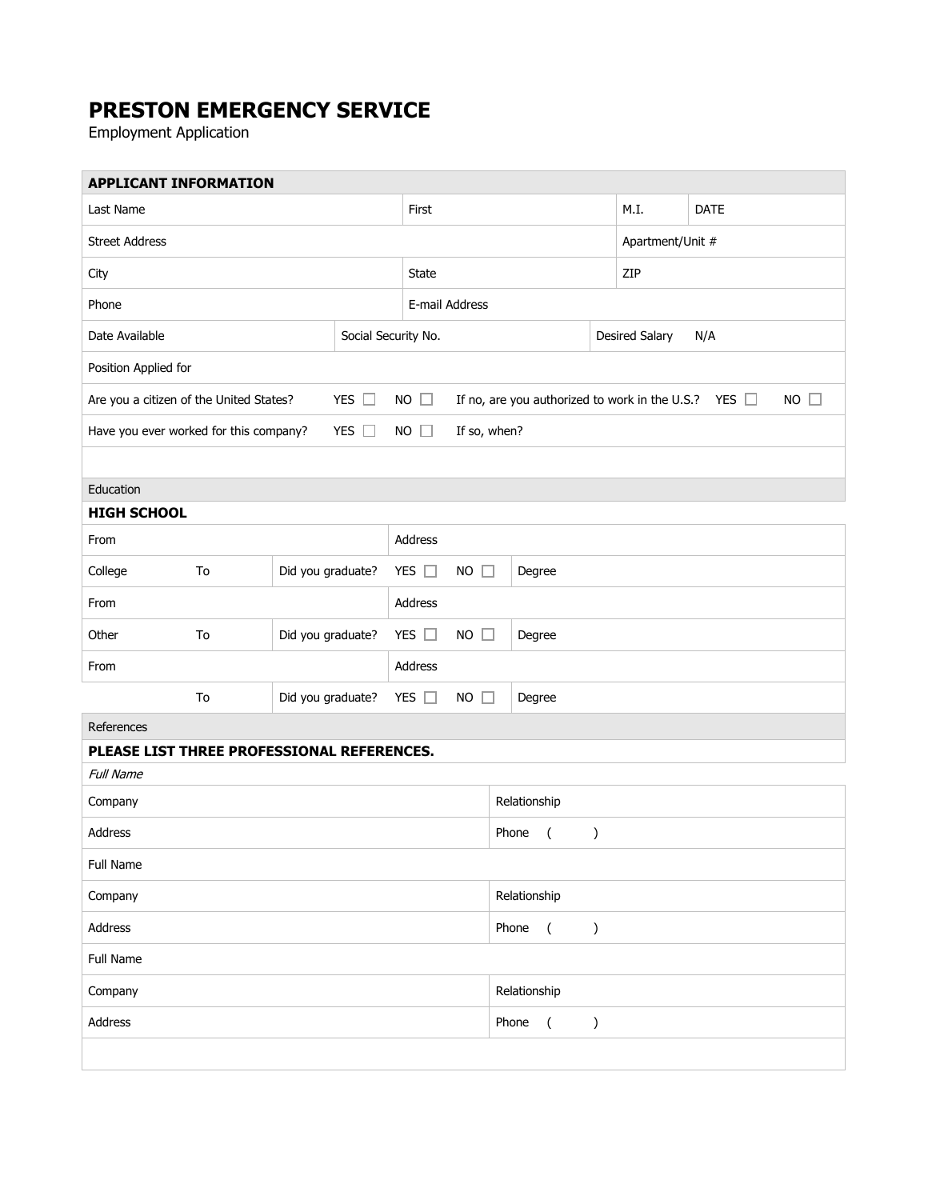# PRESTON EMERGENCY SERVICE

Employment Application

| APPLICANT INFORMATION | | | | | |
|---|---|---|---|---|---|
| Last Name | | First | | M.I. | DATE |
| Street Address | | | | Apartment/Unit # | |
| City | | State | | ZIP | |
| Phone | | E-mail Address | | | |
| Date Available | Social Security No. | | Desired Salary N/A | | |
| Position Applied for | | | | | |
| Are you a citizen of the United States? YES ☐ NO ☐ | | If no, are you authorized to work in the U.S.? YES ☐ NO ☐ | | | |
| Have you ever worked for this company? YES ☐ NO ☐ | | If so, when? | | | |
| | | | | | |

| Education | | | | |
|---|---|---|---|---|
| **HIGH SCHOOL** | | | | |
| From | | | Address | |
| College | To | Did you graduate? | YES ☐ NO ☐ | Degree |
| From | | | Address | |
| Other | To | Did you graduate? | YES ☐ NO ☐ | Degree |
| From | | | Address | |
| | To | Did you graduate? | YES ☐ NO ☐ | Degree |

| References | |
|---|---|
| **PLEASE LIST THREE PROFESSIONAL REFERENCES.** | |
| *Full Name* | |
| Company | Relationship |
| Address | Phone ( ) |
| Full Name | |
| Company | Relationship |
| Address | Phone ( ) |
| Full Name | |
| Company | Relationship |
| Address | Phone ( ) |
| | |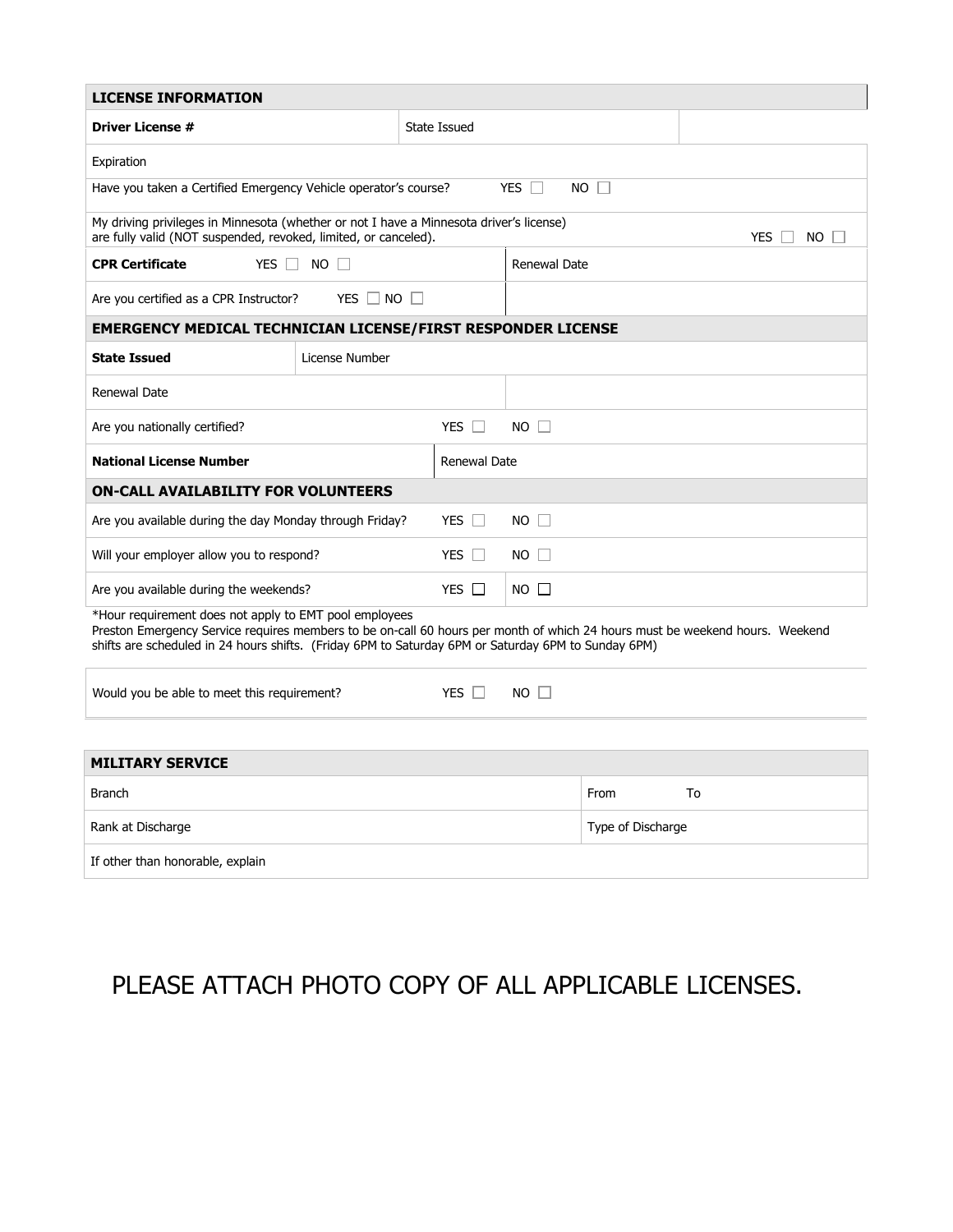| LICENSE INFORMATION | | |
|---|---|---|
| **Driver License #** | State Issued | |
| Expiration | | |
| Have you taken a Certified Emergency Vehicle operator's course? YES ☐ NO ☐ | | |
| My driving privileges in Minnesota (whether or not I have a Minnesota driver's license) are fully valid (NOT suspended, revoked, limited, or canceled). YES ☐ NO ☐ | | |
| **CPR Certificate** YES ☐ NO ☐ | Renewal Date | |
| Are you certified as a CPR Instructor? YES ☐ NO ☐ | | |

| EMERGENCY MEDICAL TECHNICIAN LICENSE/FIRST RESPONDER LICENSE | |
|---|---|
| **State Issued** | License Number |
| Renewal Date | |
| Are you nationally certified? YES ☐ NO ☐ | |
| **National License Number** | Renewal Date |

| ON-CALL AVAILABILITY FOR VOLUNTEERS | | |
|---|---|---|
| Are you available during the day Monday through Friday? | YES ☐ | NO ☐ |
| Will your employer allow you to respond? | YES ☐ | NO ☐ |
| Are you available during the weekends? | YES ☐ | NO ☐ |

*Hour requirement does not apply to EMT pool employees
Preston Emergency Service requires members to be on-call 60 hours per month of which 24 hours must be weekend hours. Weekend shifts are scheduled in 24 hours shifts. (Friday 6PM to Saturday 6PM or Saturday 6PM to Sunday 6PM)

| Would you be able to meet this requirement? | YES ☐ | NO ☐ |
|---|---|---|

| MILITARY SERVICE | |
|---|---|
| Branch | From To |
| Rank at Discharge | Type of Discharge |
| If other than honorable, explain | |

PLEASE ATTACH PHOTO COPY OF ALL APPLICABLE LICENSES.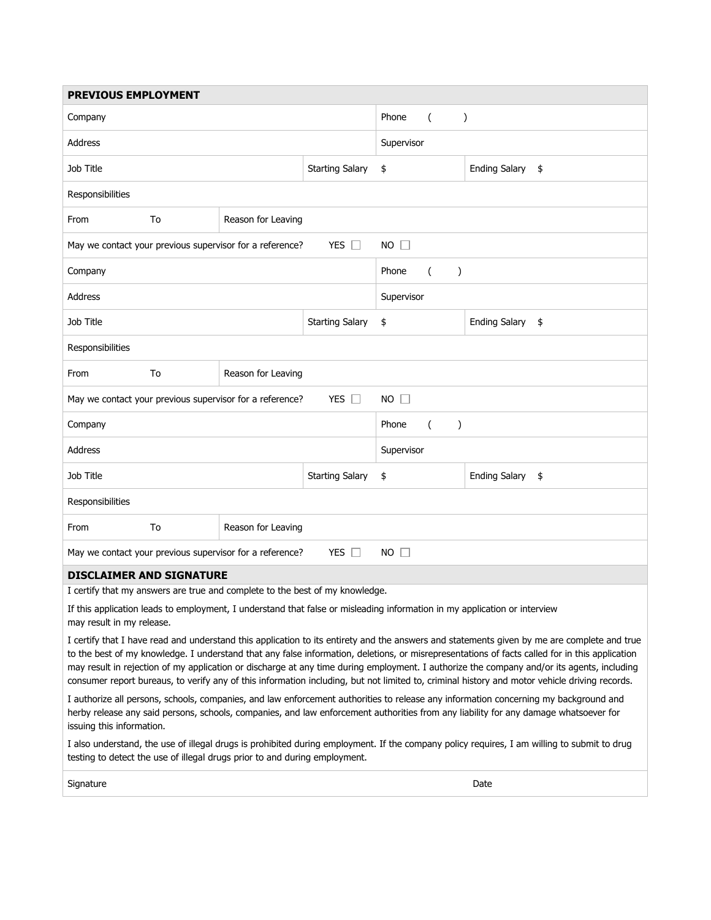## PREVIOUS EMPLOYMENT

| | | | | |
|---|---|---|---|---|
| Company | | | Phone ( ) | |
| Address | | | Supervisor | |
| Job Title | | Starting Salary | $ | Ending Salary $ |
| Responsibilities | | | | |
| From | To | Reason for Leaving | | |
| May we contact your previous supervisor for a reference? | | YES ☐ | NO ☐ | |
| Company | | | Phone ( ) | |
| Address | | | Supervisor | |
| Job Title | | Starting Salary | $ | Ending Salary $ |
| Responsibilities | | | | |
| From | To | Reason for Leaving | | |
| May we contact your previous supervisor for a reference? | | YES ☐ | NO ☐ | |
| Company | | | Phone ( ) | |
| Address | | | Supervisor | |
| Job Title | | Starting Salary | $ | Ending Salary $ |
| Responsibilities | | | | |
| From | To | Reason for Leaving | | |
| May we contact your previous supervisor for a reference? | | YES ☐ | NO ☐ | |

## DISCLAIMER AND SIGNATURE

I certify that my answers are true and complete to the best of my knowledge.

If this application leads to employment, I understand that false or misleading information in my application or interview may result in my release.

I certify that I have read and understand this application to its entirety and the answers and statements given by me are complete and true to the best of my knowledge. I understand that any false information, deletions, or misrepresentations of facts called for in this application may result in rejection of my application or discharge at any time during employment. I authorize the company and/or its agents, including consumer report bureaus, to verify any of this information including, but not limited to, criminal history and motor vehicle driving records.

I authorize all persons, schools, companies, and law enforcement authorities to release any information concerning my background and herby release any said persons, schools, companies, and law enforcement authorities from any liability for any damage whatsoever for issuing this information.

I also understand, the use of illegal drugs is prohibited during employment. If the company policy requires, I am willing to submit to drug testing to detect the use of illegal drugs prior to and during employment.

| | |
|---|---|
| Signature | Date |